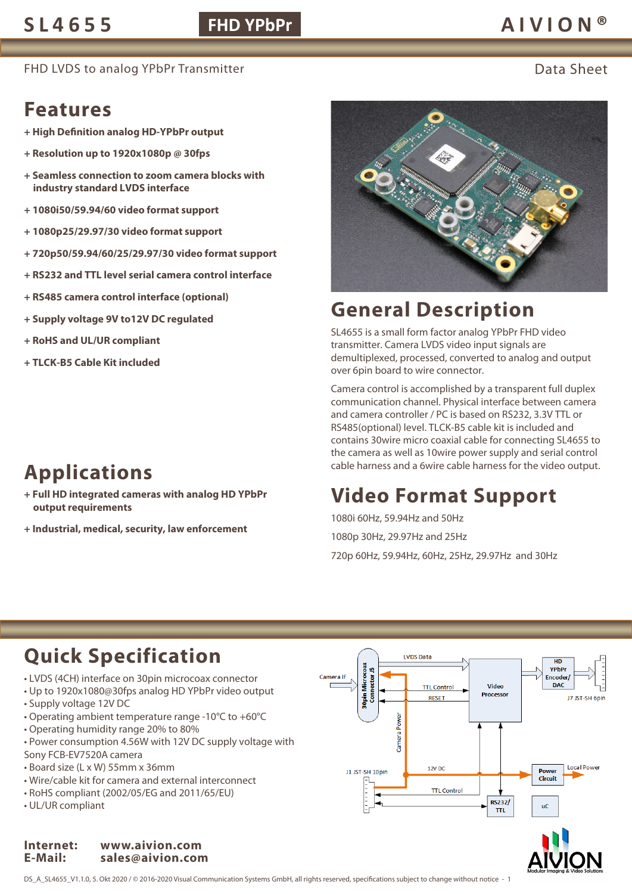# SL4655 FHD YPbPr

FHD LVDS to analog YPbPr Transmitter

Data Sheet

## Features

+ **High Definition analog HD-YPbPr output**

+ **Resolution up to 1920x1080p @ 30fps**

+ **Seamless connection to zoom camera blocks with industry standard LVDS interface**

+ **1080i50/59.94/60 video format support**

+ **1080p25/29.97/30 video format support**

+ **720p50/59.94/60/25/29.97/30 video format support**

+ **RS232 and TTL level serial camera control interface**

+ **RS485 camera control interface (optional)**

+ **Supply voltage 9V to12V DC regulated**

+ **RoHS and UL/UR compliant**

+ **TLCK-B5 Cable Kit included**

## Applications

+ **Full HD integrated cameras with analog HD YPbPr output requirements**

+ **Industrial, medical, security, law enforcement**

## General Description

SL4655 is a small form factor analog YPbPr FHD video transmitter. Camera LVDS video input signals are demultiplexed, processed, converted to analog and output over 6pin board to wire connector.

Camera control is accomplished by a transparent full duplex communication channel. Physical interface between camera and camera controller / PC is based on RS232, 3.3V TTL or RS485(optional) level. TLCK-B5 cable kit is included and contains 30wire micro coaxial cable for connecting SL4655 to the camera as well as 10wire power supply and serial control cable harness and a 6wire cable harness for the video output.

## Video Format Support

1080i 60Hz, 59.94Hz and 50Hz

1080p 30Hz, 29.97Hz and 25Hz

720p 60Hz, 59.94Hz, 60Hz, 25Hz, 29.97Hz and 30Hz

## Quick Specification

- LVDS (4CH) interface on 30pin microcoax connector
- Up to 1920x1080@30fps analog HD YPbPr video output
- Supply voltage 12V DC
- Operating ambient temperature range -10°C to +60°C
- Operating humidity range 20% to 80%
- Power consumption 4.56W with 12V DC supply voltage with Sony FCB-EV7520A camera
- Board size (L x W) 55mm x 36mm
- Wire/cable kit for camera and external interconnect
- RoHS compliant (2002/05/EG and 2011/65/EU)
- UL/UR compliant

Camera IF · 30pin Microcoax Connector J5 · LVDS Data · TTL Control · RESET · Video Processor · HD YPbPr Encoder/DAC · J7 JST-SH 6pin · Camera Power · J1 JST-SH 10pin · 12V DC · TTL Control · Power Circuit · Local Power · RS232/TTL · uC

**Internet:** www.aivion.com
**E-Mail:** sales@aivion.com

DS_A_SL4655_V1.1.0, 5. Okt 2020 / © 2016-2020 Visual Communication Systems GmbH, all rights reserved, specifications subject to change without notice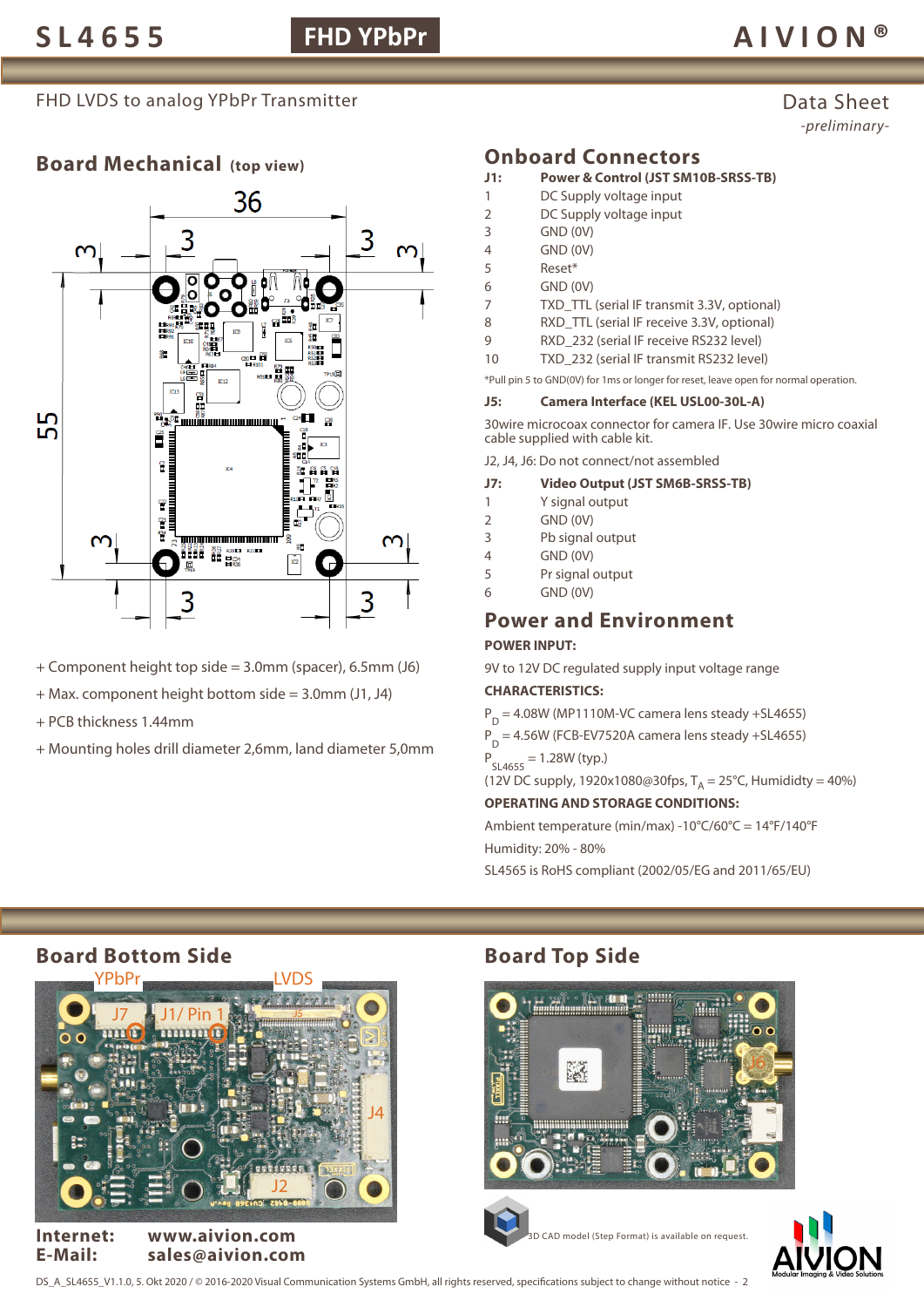# SL4655 FHD YPbPr — AIVION®

FHD LVDS to analog YPbPr Transmitter

Data Sheet
*-preliminary-*

## Board Mechanical (top view)

36
3
3
3
3
55
3
3
3
3

+ Component height top side = 3.0mm (spacer), 6.5mm (J6)
+ Max. component height bottom side = 3.0mm (J1, J4)
+ PCB thickness 1.44mm
+ Mounting holes drill diameter 2,6mm, land diameter 5,0mm

## Onboard Connectors

**J1: Power & Control (JST SM10B-SRSS-TB)**

| | |
|---|---|
| 1 | DC Supply voltage input |
| 2 | DC Supply voltage input |
| 3 | GND (0V) |
| 4 | GND (0V) |
| 5 | Reset* |
| 6 | GND (0V) |
| 7 | TXD_TTL (serial IF transmit 3.3V, optional) |
| 8 | RXD_TTL (serial IF receive 3.3V, optional) |
| 9 | RXD_232 (serial IF receive RS232 level) |
| 10 | TXD_232 (serial IF transmit RS232 level) |

*Pull pin 5 to GND(0V) for 1ms or longer for reset, leave open for normal operation.

**J5: Camera Interface (KEL USL00-30L-A)**

30wire microcoax connector for camera IF. Use 30wire micro coaxial cable supplied with cable kit.

J2, J4, J6: Do not connect/not assembled

**J7: Video Output (JST SM6B-SRSS-TB)**

| | |
|---|---|
| 1 | Y signal output |
| 2 | GND (0V) |
| 3 | Pb signal output |
| 4 | GND (0V) |
| 5 | Pr signal output |
| 6 | GND (0V) |

## Power and Environment

**POWER INPUT:**

9V to 12V DC regulated supply input voltage range

**CHARACTERISTICS:**

$P_D$ = 4.08W (MP1110M-VC camera lens steady +SL4655)
$P_D$ = 4.56W (FCB-EV7520A camera lens steady +SL4655)
$P_{SL4655}$ = 1.28W (typ.)
(12V DC supply, 1920x1080@30fps, $T_A$ = 25°C, Humididty = 40%)

**OPERATING AND STORAGE CONDITIONS:**

Ambient temperature (min/max) -10°C/60°C = 14°F/140°F
Humidity: 20% - 80%
SL4565 is RoHS compliant (2002/05/EG and 2011/65/EU)

## Board Bottom Side

YPbPr
LVDS
J7
J1/ Pin 1
J4
J2

## Board Top Side

J6

3D CAD model (Step Format) is available on request.

**Internet:** www.aivion.com
**E-Mail:** sales@aivion.com

AIVION Modular Imaging & Video Solutions

DS_A_SL4655_V1.1.0, 5. Okt 2020 / © 2016-2020 Visual Communication Systems GmbH, all rights reserved, specifications subject to change without notice